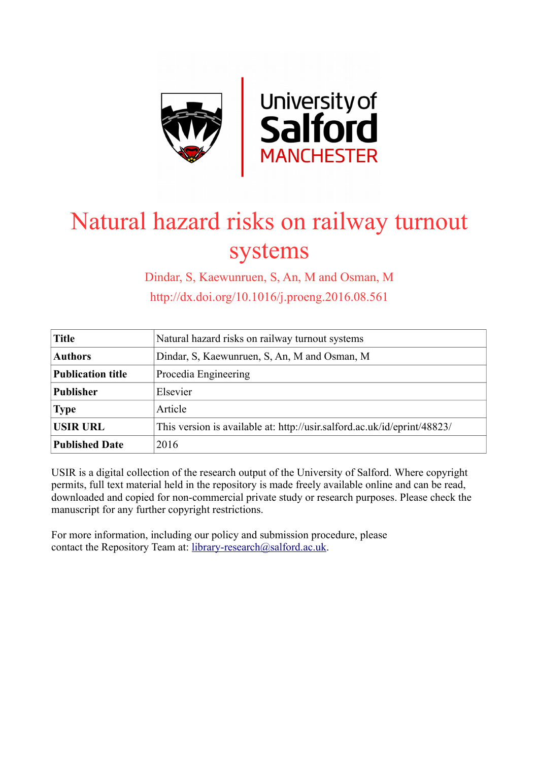# Natural hazard risks on railway turnout systems

Dindar, S, Kaewunruen, S, An, M and Osman, M

http://dx.doi.org/10.1016/j.proeng.2016.08.561

| **Title** | Natural hazard risks on railway turnout systems |
|---|---|
| **Authors** | Dindar, S, Kaewunruen, S, An, M and Osman, M |
| **Publication title** | Procedia Engineering |
| **Publisher** | Elsevier |
| **Type** | Article |
| **USIR URL** | This version is available at: http://usir.salford.ac.uk/id/eprint/48823/ |
| **Published Date** | 2016 |

USIR is a digital collection of the research output of the University of Salford. Where copyright permits, full text material held in the repository is made freely available online and can be read, downloaded and copied for non-commercial private study or research purposes. Please check the manuscript for any further copyright restrictions.

For more information, including our policy and submission procedure, please contact the Repository Team at: library-research@salford.ac.uk.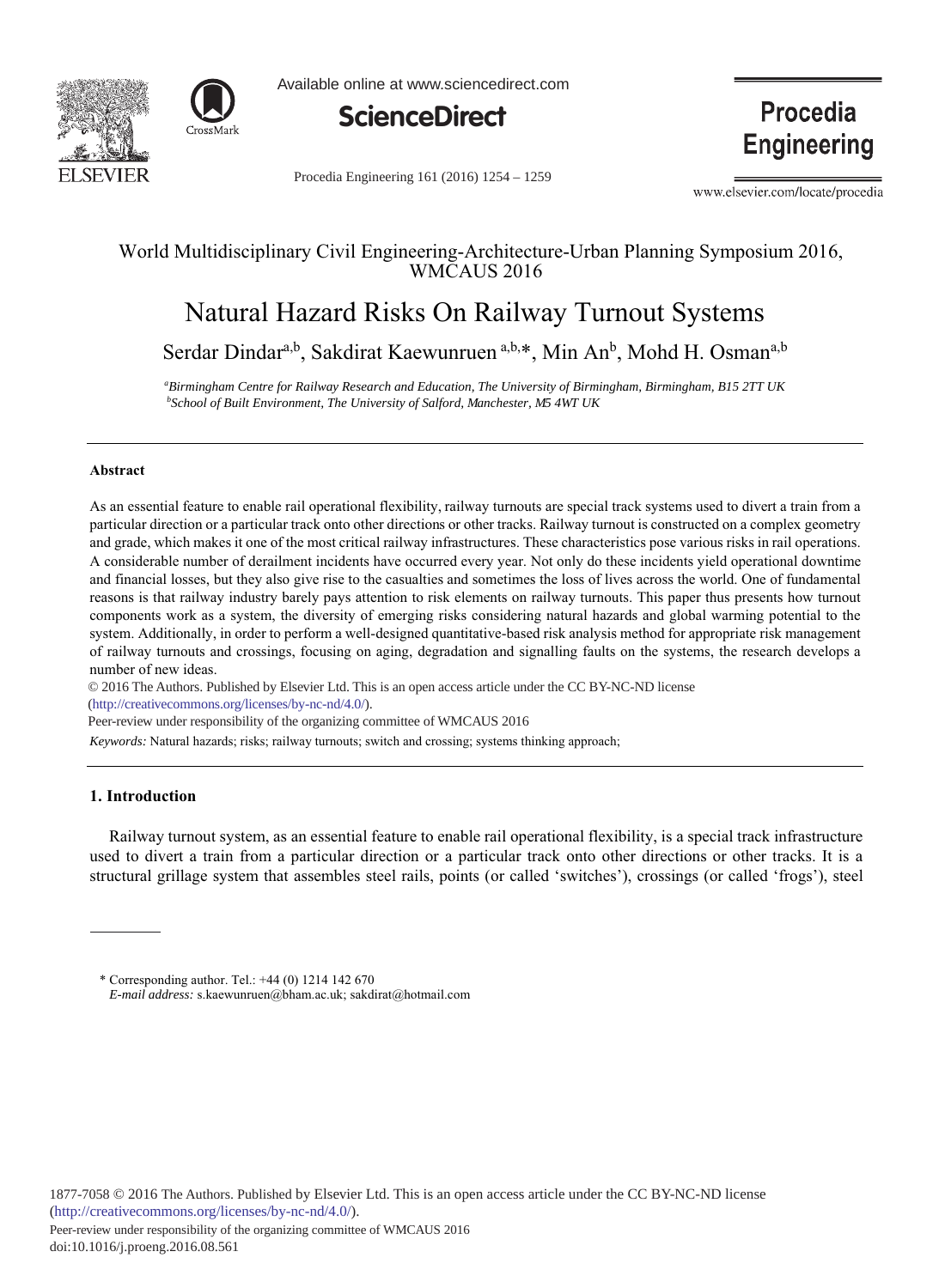# Natural Hazard Risks On Railway Turnout Systems

Serdar Dindar[a,b], Sakdirat Kaewunruen [a,b,*], Min An[b], Mohd H. Osman[a,b]

[a]*Birmingham Centre for Railway Research and Education, The University of Birmingham, Birmingham, B15 2TT UK*
[b]*School of Built Environment, The University of Salford, Manchester, M5 4WT UK*

---

### Abstract

As an essential feature to enable rail operational flexibility, railway turnouts are special track systems used to divert a train from a particular direction or a particular track onto other directions or other tracks. Railway turnout is constructed on a complex geometry and grade, which makes it one of the most critical railway infrastructures. These characteristics pose various risks in rail operations. A considerable number of derailment incidents have occurred every year. Not only do these incidents yield operational downtime and financial losses, but they also give rise to the casualties and sometimes the loss of lives across the world. One of fundamental reasons is that railway industry barely pays attention to risk elements on railway turnouts. This paper thus presents how turnout components work as a system, the diversity of emerging risks considering natural hazards and global warming potential to the system. Additionally, in order to perform a well-designed quantitative-based risk analysis method for appropriate risk management of railway turnouts and crossings, focusing on aging, degradation and signalling faults on the systems, the research develops a number of new ideas.

© 2016 The Authors. Published by Elsevier Ltd. This is an open access article under the CC BY-NC-ND license (http://creativecommons.org/licenses/by-nc-nd/4.0/).

Peer-review under responsibility of the organizing committee of WMCAUS 2016

*Keywords:* Natural hazards; risks; railway turnouts; switch and crossing; systems thinking approach;

---

## 1. Introduction

Railway turnout system, as an essential feature to enable rail operational flexibility, is a special track infrastructure used to divert a train from a particular direction or a particular track onto other directions or other tracks. It is a structural grillage system that assembles steel rails, points (or called 'switches'), crossings (or called 'frogs'), steel

---

\* Corresponding author. Tel.: +44 (0) 1214 142 670
*E-mail address:* s.kaewunruen@bham.ac.uk; sakdirat@hotmail.com

1877-7058 © 2016 The Authors. Published by Elsevier Ltd. This is an open access article under the CC BY-NC-ND license (http://creativecommons.org/licenses/by-nc-nd/4.0/).
Peer-review under responsibility of the organizing committee of WMCAUS 2016
doi:10.1016/j.proeng.2016.08.561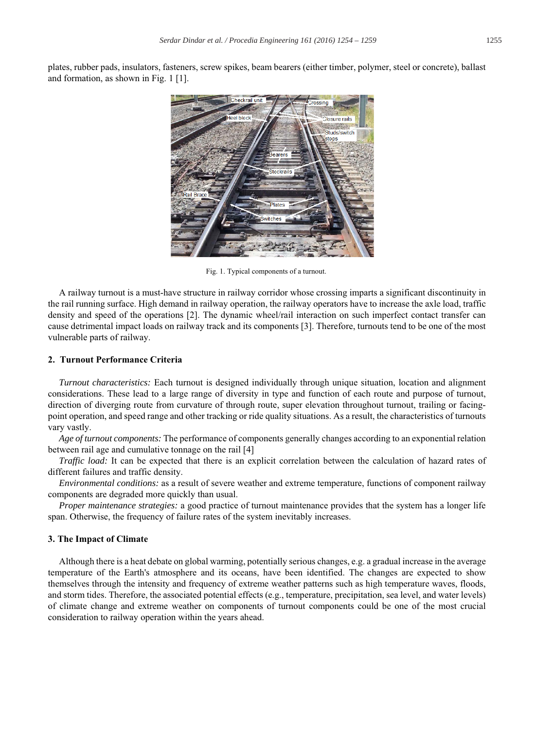plates, rubber pads, insulators, fasteners, screw spikes, beam bearers (either timber, polymer, steel or concrete), ballast and formation, as shown in Fig. 1 [1].

Fig. 1. Typical components of a turnout.

A railway turnout is a must-have structure in railway corridor whose crossing imparts a significant discontinuity in the rail running surface. High demand in railway operation, the railway operators have to increase the axle load, traffic density and speed of the operations [2]. The dynamic wheel/rail interaction on such imperfect contact transfer can cause detrimental impact loads on railway track and its components [3]. Therefore, turnouts tend to be one of the most vulnerable parts of railway.

## 2. Turnout Performance Criteria

*Turnout characteristics:* Each turnout is designed individually through unique situation, location and alignment considerations. These lead to a large range of diversity in type and function of each route and purpose of turnout, direction of diverging route from curvature of through route, super elevation throughout turnout, trailing or facing-point operation, and speed range and other tracking or ride quality situations. As a result, the characteristics of turnouts vary vastly.

*Age of turnout components:* The performance of components generally changes according to an exponential relation between rail age and cumulative tonnage on the rail [4]

*Traffic load:* It can be expected that there is an explicit correlation between the calculation of hazard rates of different failures and traffic density.

*Environmental conditions:* as a result of severe weather and extreme temperature, functions of component railway components are degraded more quickly than usual.

*Proper maintenance strategies:* a good practice of turnout maintenance provides that the system has a longer life span. Otherwise, the frequency of failure rates of the system inevitably increases.

## 3. The Impact of Climate

Although there is a heat debate on global warming, potentially serious changes, e.g. a gradual increase in the average temperature of the Earth's atmosphere and its oceans, have been identified. The changes are expected to show themselves through the intensity and frequency of extreme weather patterns such as high temperature waves, floods, and storm tides. Therefore, the associated potential effects (e.g., temperature, precipitation, sea level, and water levels) of climate change and extreme weather on components of turnout components could be one of the most crucial consideration to railway operation within the years ahead.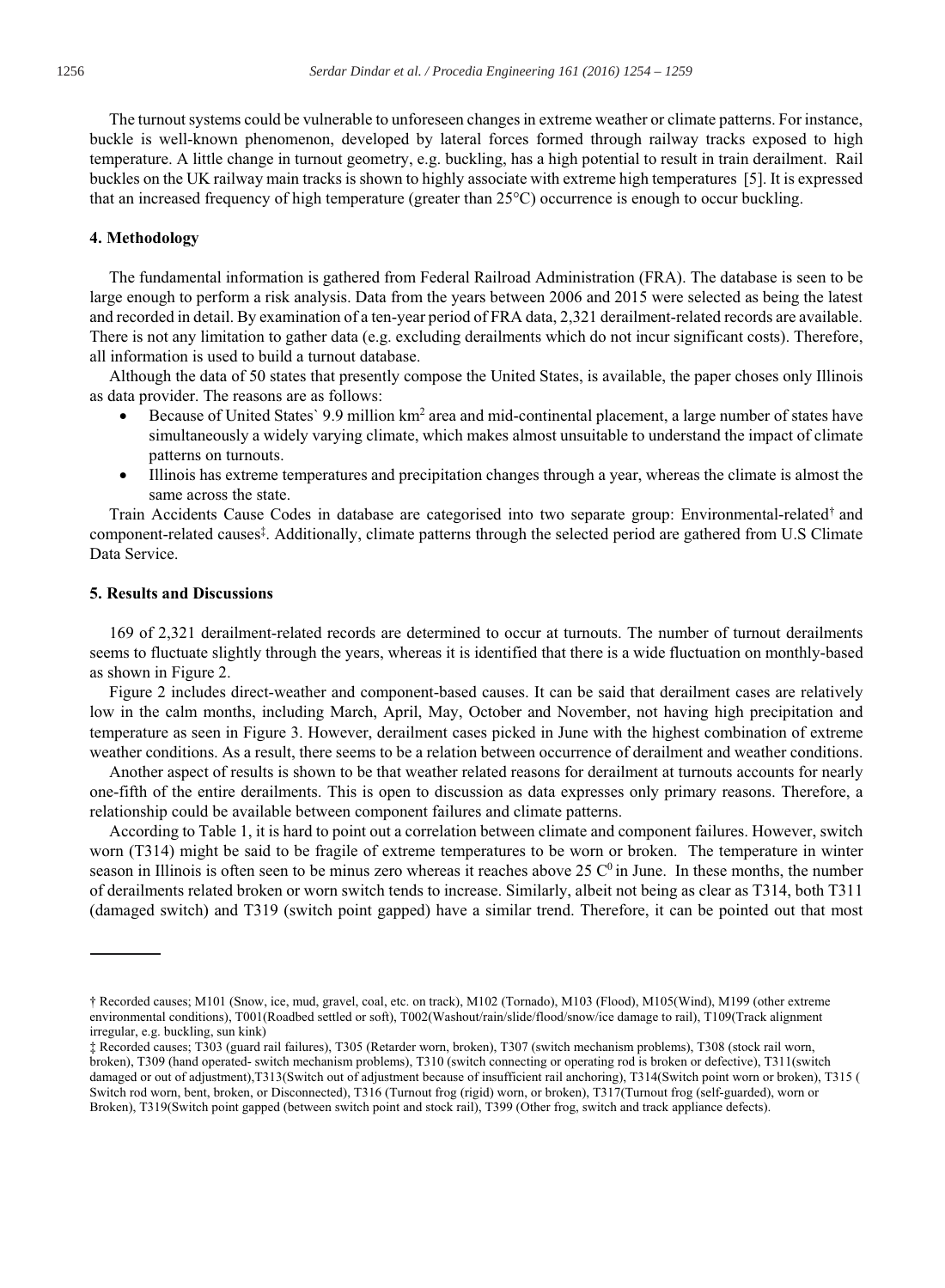The turnout systems could be vulnerable to unforeseen changes in extreme weather or climate patterns. For instance, buckle is well-known phenomenon, developed by lateral forces formed through railway tracks exposed to high temperature. A little change in turnout geometry, e.g. buckling, has a high potential to result in train derailment. Rail buckles on the UK railway main tracks is shown to highly associate with extreme high temperatures [5]. It is expressed that an increased frequency of high temperature (greater than 25°C) occurrence is enough to occur buckling.

## 4. Methodology

The fundamental information is gathered from Federal Railroad Administration (FRA). The database is seen to be large enough to perform a risk analysis. Data from the years between 2006 and 2015 were selected as being the latest and recorded in detail. By examination of a ten-year period of FRA data, 2,321 derailment-related records are available. There is not any limitation to gather data (e.g. excluding derailments which do not incur significant costs). Therefore, all information is used to build a turnout database.

Although the data of 50 states that presently compose the United States, is available, the paper choses only Illinois as data provider. The reasons are as follows:

- Because of United States` 9.9 million km$^2$ area and mid-continental placement, a large number of states have simultaneously a widely varying climate, which makes almost unsuitable to understand the impact of climate patterns on turnouts.
- Illinois has extreme temperatures and precipitation changes through a year, whereas the climate is almost the same across the state.

Train Accidents Cause Codes in database are categorised into two separate group: Environmental-related† and component-related causes‡. Additionally, climate patterns through the selected period are gathered from U.S Climate Data Service.

## 5. Results and Discussions

169 of 2,321 derailment-related records are determined to occur at turnouts. The number of turnout derailments seems to fluctuate slightly through the years, whereas it is identified that there is a wide fluctuation on monthly-based as shown in Figure 2.

Figure 2 includes direct-weather and component-based causes. It can be said that derailment cases are relatively low in the calm months, including March, April, May, October and November, not having high precipitation and temperature as seen in Figure 3. However, derailment cases picked in June with the highest combination of extreme weather conditions. As a result, there seems to be a relation between occurrence of derailment and weather conditions.

Another aspect of results is shown to be that weather related reasons for derailment at turnouts accounts for nearly one-fifth of the entire derailments. This is open to discussion as data expresses only primary reasons. Therefore, a relationship could be available between component failures and climate patterns.

According to Table 1, it is hard to point out a correlation between climate and component failures. However, switch worn (T314) might be said to be fragile of extreme temperatures to be worn or broken. The temperature in winter season in Illinois is often seen to be minus zero whereas it reaches above 25 C$^0$ in June. In these months, the number of derailments related broken or worn switch tends to increase. Similarly, albeit not being as clear as T314, both T311 (damaged switch) and T319 (switch point gapped) have a similar trend. Therefore, it can be pointed out that most

---

† Recorded causes; M101 (Snow, ice, mud, gravel, coal, etc. on track), M102 (Tornado), M103 (Flood), M105(Wind), M199 (other extreme environmental conditions), T001(Roadbed settled or soft), T002(Washout/rain/slide/flood/snow/ice damage to rail), T109(Track alignment irregular, e.g. buckling, sun kink)

‡ Recorded causes; T303 (guard rail failures), T305 (Retarder worn, broken), T307 (switch mechanism problems), T308 (stock rail worn, broken), T309 (hand operated- switch mechanism problems), T310 (switch connecting or operating rod is broken or defective), T311(switch damaged or out of adjustment),T313(Switch out of adjustment because of insufficient rail anchoring), T314(Switch point worn or broken), T315 ( Switch rod worn, bent, broken, or Disconnected), T316 (Turnout frog (rigid) worn, or broken), T317(Turnout frog (self-guarded), worn or Broken), T319(Switch point gapped (between switch point and stock rail), T399 (Other frog, switch and track appliance defects).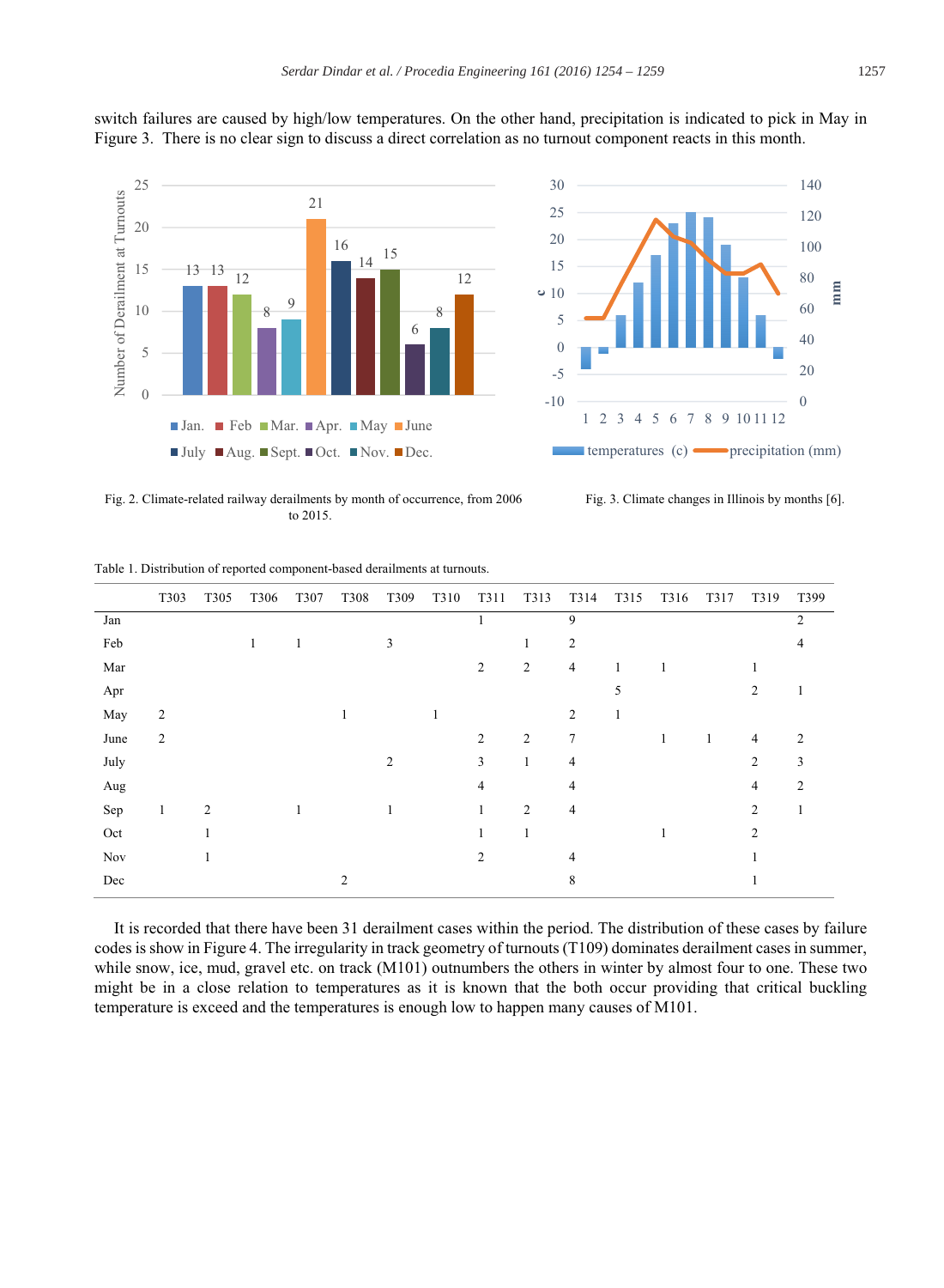switch failures are caused by high/low temperatures. On the other hand, precipitation is indicated to pick in May in Figure 3. There is no clear sign to discuss a direct correlation as no turnout component reacts in this month.

Fig. 2. Climate-related railway derailments by month of occurrence, from 2006 to 2015.

Fig. 3. Climate changes in Illinois by months [6].

Table 1. Distribution of reported component-based derailments at turnouts.

| | T303 | T305 | T306 | T307 | T308 | T309 | T310 | T311 | T313 | T314 | T315 | T316 | T317 | T319 | T399 |
|---|---|---|---|---|---|---|---|---|---|---|---|---|---|---|---|
| Jan | | | | | | | | 1 | | 9 | | | | | 2 |
| Feb | | | 1 | 1 | | 3 | | | 1 | 2 | | | | | 4 |
| Mar | | | | | | | | 2 | 2 | 4 | 1 | 1 | | 1 | |
| Apr | | | | | | | | | | | 5 | | | 2 | 1 |
| May | 2 | | | | 1 | | 1 | | | 2 | 1 | | | | |
| June | 2 | | | | | | | 2 | 2 | 7 | | 1 | 1 | 4 | 2 |
| July | | | | | | 2 | | 3 | 1 | 4 | | | | 2 | 3 |
| Aug | | | | | | | | 4 | | 4 | | | | 4 | 2 |
| Sep | 1 | 2 | | 1 | | 1 | | 1 | 2 | 4 | | | | 2 | 1 |
| Oct | | 1 | | | | | | 1 | 1 | | | 1 | | 2 | |
| Nov | | 1 | | | | | | 2 | | 4 | | | | 1 | |
| Dec | | | | | 2 | | | | | 8 | | | | 1 | |

It is recorded that there have been 31 derailment cases within the period. The distribution of these cases by failure codes is show in Figure 4. The irregularity in track geometry of turnouts (T109) dominates derailment cases in summer, while snow, ice, mud, gravel etc. on track (M101) outnumbers the others in winter by almost four to one. These two might be in a close relation to temperatures as it is known that the both occur providing that critical buckling temperature is exceed and the temperatures is enough low to happen many causes of M101.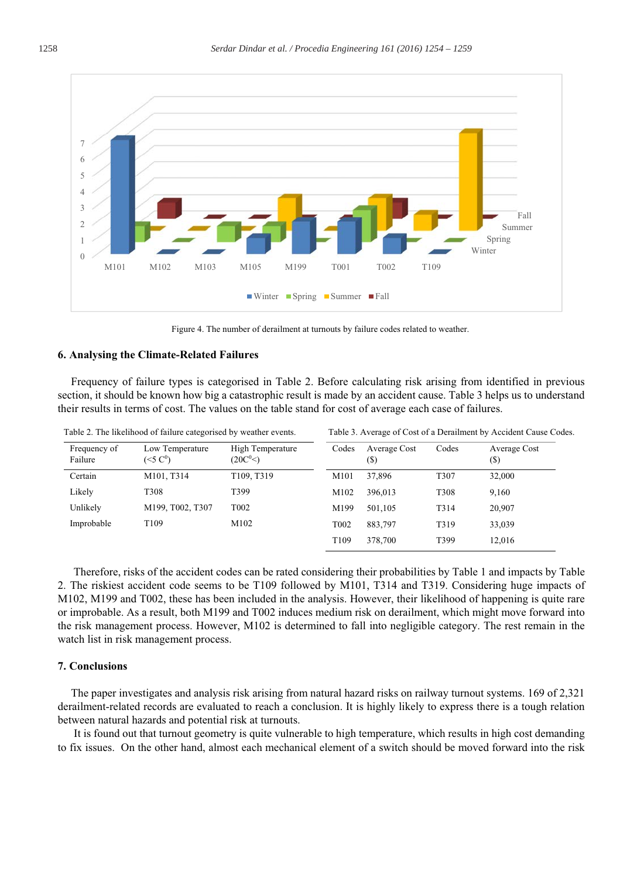Figure 4. The number of derailment at turnouts by failure codes related to weather.

## 6. Analysing the Climate-Related Failures

Frequency of failure types is categorised in Table 2. Before calculating risk arising from identified in previous section, it should be known how big a catastrophic result is made by an accident cause. Table 3 helps us to understand their results in terms of cost. The values on the table stand for cost of average each case of failures.

Table 2. The likelihood of failure categorised by weather events.

| Frequency of Failure | Low Temperature (<5 C$^0$) | High Temperature (20C$^0$<) |
|---|---|---|
| Certain | M101, T314 | T109, T319 |
| Likely | T308 | T399 |
| Unlikely | M199, T002, T307 | T002 |
| Improbable | T109 | M102 |

Table 3. Average of Cost of a Derailment by Accident Cause Codes.

| Codes | Average Cost ($) | Codes | Average Cost ($) |
|---|---|---|---|
| M101 | 37,896 | T307 | 32,000 |
| M102 | 396,013 | T308 | 9,160 |
| M199 | 501,105 | T314 | 20,907 |
| T002 | 883,797 | T319 | 33,039 |
| T109 | 378,700 | T399 | 12,016 |

Therefore, risks of the accident codes can be rated considering their probabilities by Table 1 and impacts by Table 2. The riskiest accident code seems to be T109 followed by M101, T314 and T319. Considering huge impacts of M102, M199 and T002, these has been included in the analysis. However, their likelihood of happening is quite rare or improbable. As a result, both M199 and T002 induces medium risk on derailment, which might move forward into the risk management process. However, M102 is determined to fall into negligible category. The rest remain in the watch list in risk management process.

## 7. Conclusions

The paper investigates and analysis risk arising from natural hazard risks on railway turnout systems. 169 of 2,321 derailment-related records are evaluated to reach a conclusion. It is highly likely to express there is a tough relation between natural hazards and potential risk at turnouts.

It is found out that turnout geometry is quite vulnerable to high temperature, which results in high cost demanding to fix issues. On the other hand, almost each mechanical element of a switch should be moved forward into the risk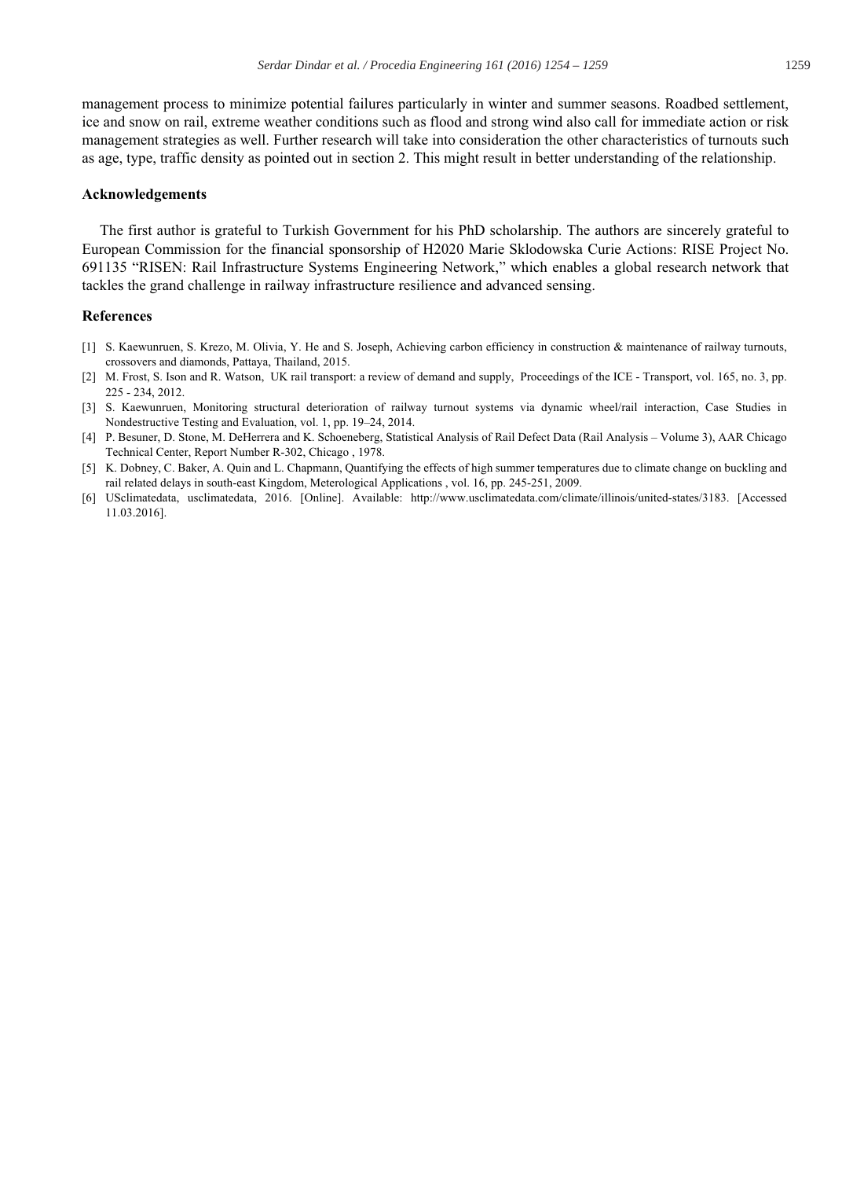management process to minimize potential failures particularly in winter and summer seasons. Roadbed settlement, ice and snow on rail, extreme weather conditions such as flood and strong wind also call for immediate action or risk management strategies as well. Further research will take into consideration the other characteristics of turnouts such as age, type, traffic density as pointed out in section 2. This might result in better understanding of the relationship.

## Acknowledgements

The first author is grateful to Turkish Government for his PhD scholarship. The authors are sincerely grateful to European Commission for the financial sponsorship of H2020 Marie Sklodowska Curie Actions: RISE Project No. 691135 "RISEN: Rail Infrastructure Systems Engineering Network," which enables a global research network that tackles the grand challenge in railway infrastructure resilience and advanced sensing.

## References

[1] S. Kaewunruen, S. Krezo, M. Olivia, Y. He and S. Joseph, Achieving carbon efficiency in construction & maintenance of railway turnouts, crossovers and diamonds, Pattaya, Thailand, 2015.

[2] M. Frost, S. Ison and R. Watson, UK rail transport: a review of demand and supply, Proceedings of the ICE - Transport, vol. 165, no. 3, pp. 225 - 234, 2012.

[3] S. Kaewunruen, Monitoring structural deterioration of railway turnout systems via dynamic wheel/rail interaction, Case Studies in Nondestructive Testing and Evaluation, vol. 1, pp. 19–24, 2014.

[4] P. Besuner, D. Stone, M. DeHerrera and K. Schoeneberg, Statistical Analysis of Rail Defect Data (Rail Analysis – Volume 3), AAR Chicago Technical Center, Report Number R-302, Chicago , 1978.

[5] K. Dobney, C. Baker, A. Quin and L. Chapmann, Quantifying the effects of high summer temperatures due to climate change on buckling and rail related delays in south-east Kingdom, Meterological Applications , vol. 16, pp. 245-251, 2009.

[6] USclimatedata, usclimatedata, 2016. [Online]. Available: http://www.usclimatedata.com/climate/illinois/united-states/3183. [Accessed 11.03.2016].